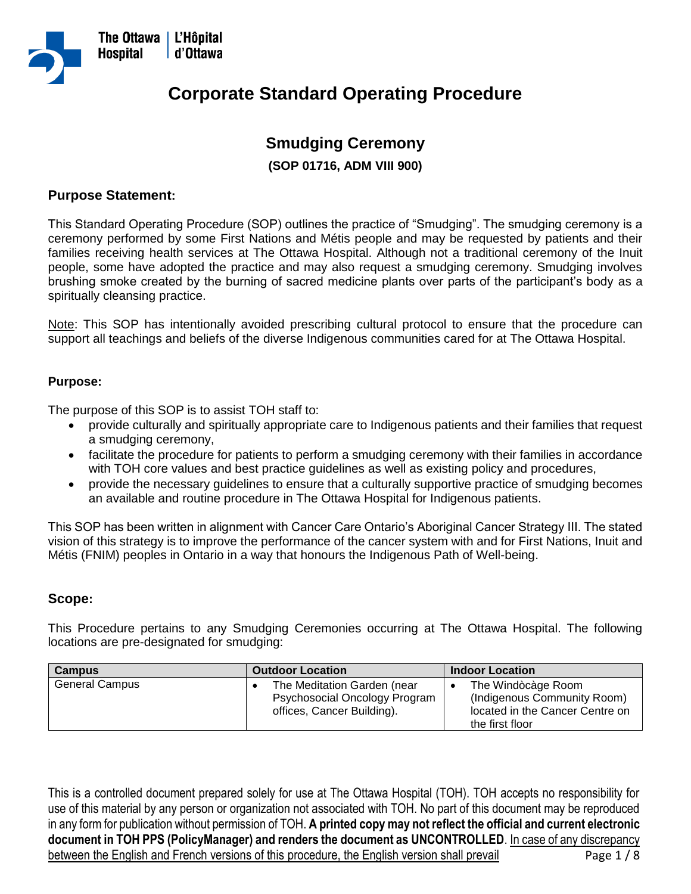# Corporate Standard Operating Procedure

## Smudging Ceremony

**(SOP 01716, ADM VIII 900)**

### Purpose Statement:

This Standard Operating Procedure (SOP) outlines the practice of "Smudging". The smudging ceremony is a ceremony performed by some First Nations and Métis people and may be requested by patients and their families receiving health services at The Ottawa Hospital. Although not a traditional ceremony of the Inuit people, some have adopted the practice and may also request a smudging ceremony. Smudging involves brushing smoke created by the burning of sacred medicine plants over parts of the participant's body as a spiritually cleansing practice.

Note: This SOP has intentionally avoided prescribing cultural protocol to ensure that the procedure can support all teachings and beliefs of the diverse Indigenous communities cared for at The Ottawa Hospital.

**Purpose:**

The purpose of this SOP is to assist TOH staff to:

- provide culturally and spiritually appropriate care to Indigenous patients and their families that request a smudging ceremony,
- facilitate the procedure for patients to perform a smudging ceremony with their families in accordance with TOH core values and best practice guidelines as well as existing policy and procedures,
- provide the necessary guidelines to ensure that a culturally supportive practice of smudging becomes an available and routine procedure in The Ottawa Hospital for Indigenous patients.

This SOP has been written in alignment with Cancer Care Ontario's Aboriginal Cancer Strategy III. The stated vision of this strategy is to improve the performance of the cancer system with and for First Nations, Inuit and Métis (FNIM) peoples in Ontario in a way that honours the Indigenous Path of Well-being.

### Scope:

This Procedure pertains to any Smudging Ceremonies occurring at The Ottawa Hospital. The following locations are pre-designated for smudging:

| Campus | Outdoor Location | Indoor Location |
|---|---|---|
| General Campus | • The Meditation Garden (near Psychosocial Oncology Program offices, Cancer Building). | • The Windòcàge Room (Indigenous Community Room) located in the Cancer Centre on the first floor |

This is a controlled document prepared solely for use at The Ottawa Hospital (TOH). TOH accepts no responsibility for use of this material by any person or organization not associated with TOH. No part of this document may be reproduced in any form for publication without permission of TOH. **A printed copy may not reflect the official and current electronic document in TOH PPS (PolicyManager) and renders the document as UNCONTROLLED**. In case of any discrepancy between the English and French versions of this procedure, the English version shall prevail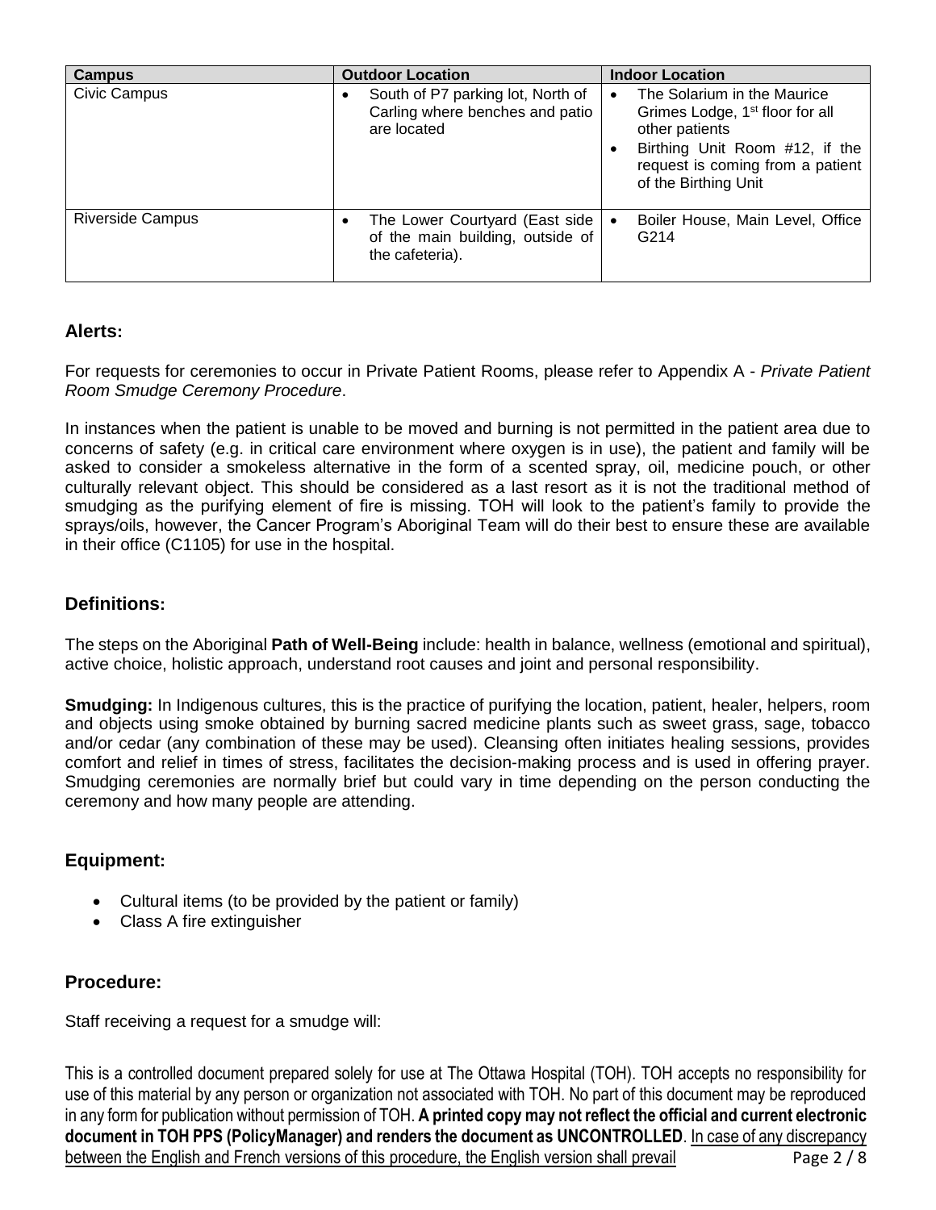| Campus | Outdoor Location | Indoor Location |
| --- | --- | --- |
| Civic Campus | • South of P7 parking lot, North of Carling where benches and patio are located | • The Solarium in the Maurice Grimes Lodge, 1st floor for all other patients<br>• Birthing Unit Room #12, if the request is coming from a patient of the Birthing Unit |
| Riverside Campus | • The Lower Courtyard (East side of the main building, outside of the cafeteria). | • Boiler House, Main Level, Office G214 |

## Alerts:

For requests for ceremonies to occur in Private Patient Rooms, please refer to Appendix A - *Private Patient Room Smudge Ceremony Procedure*.

In instances when the patient is unable to be moved and burning is not permitted in the patient area due to concerns of safety (e.g. in critical care environment where oxygen is in use), the patient and family will be asked to consider a smokeless alternative in the form of a scented spray, oil, medicine pouch, or other culturally relevant object. This should be considered as a last resort as it is not the traditional method of smudging as the purifying element of fire is missing. TOH will look to the patient's family to provide the sprays/oils, however, the Cancer Program's Aboriginal Team will do their best to ensure these are available in their office (C1105) for use in the hospital.

## Definitions:

The steps on the Aboriginal **Path of Well-Being** include: health in balance, wellness (emotional and spiritual), active choice, holistic approach, understand root causes and joint and personal responsibility.

**Smudging:** In Indigenous cultures, this is the practice of purifying the location, patient, healer, helpers, room and objects using smoke obtained by burning sacred medicine plants such as sweet grass, sage, tobacco and/or cedar (any combination of these may be used). Cleansing often initiates healing sessions, provides comfort and relief in times of stress, facilitates the decision-making process and is used in offering prayer. Smudging ceremonies are normally brief but could vary in time depending on the person conducting the ceremony and how many people are attending.

## Equipment:

- Cultural items (to be provided by the patient or family)
- Class A fire extinguisher

## Procedure:

Staff receiving a request for a smudge will:

This is a controlled document prepared solely for use at The Ottawa Hospital (TOH). TOH accepts no responsibility for use of this material by any person or organization not associated with TOH. No part of this document may be reproduced in any form for publication without permission of TOH. **A printed copy may not reflect the official and current electronic document in TOH PPS (PolicyManager) and renders the document as UNCONTROLLED**. In case of any discrepancy between the English and French versions of this procedure, the English version shall prevail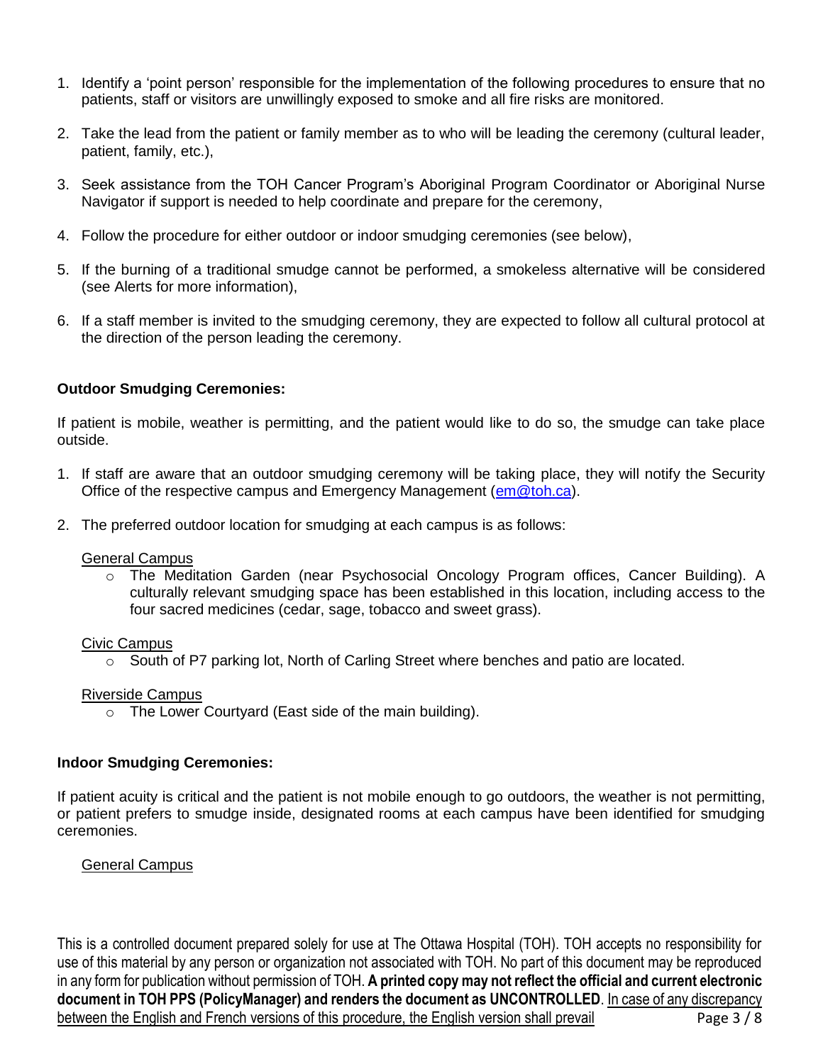1. Identify a 'point person' responsible for the implementation of the following procedures to ensure that no patients, staff or visitors are unwillingly exposed to smoke and all fire risks are monitored.

2. Take the lead from the patient or family member as to who will be leading the ceremony (cultural leader, patient, family, etc.),

3. Seek assistance from the TOH Cancer Program's Aboriginal Program Coordinator or Aboriginal Nurse Navigator if support is needed to help coordinate and prepare for the ceremony,

4. Follow the procedure for either outdoor or indoor smudging ceremonies (see below),

5. If the burning of a traditional smudge cannot be performed, a smokeless alternative will be considered (see Alerts for more information),

6. If a staff member is invited to the smudging ceremony, they are expected to follow all cultural protocol at the direction of the person leading the ceremony.

**Outdoor Smudging Ceremonies:**

If patient is mobile, weather is permitting, and the patient would like to do so, the smudge can take place outside.

1. If staff are aware that an outdoor smudging ceremony will be taking place, they will notify the Security Office of the respective campus and Emergency Management (em@toh.ca).

2. The preferred outdoor location for smudging at each campus is as follows:

   General Campus
   - The Meditation Garden (near Psychosocial Oncology Program offices, Cancer Building). A culturally relevant smudging space has been established in this location, including access to the four sacred medicines (cedar, sage, tobacco and sweet grass).

   Civic Campus
   - South of P7 parking lot, North of Carling Street where benches and patio are located.

   Riverside Campus
   - The Lower Courtyard (East side of the main building).

**Indoor Smudging Ceremonies:**

If patient acuity is critical and the patient is not mobile enough to go outdoors, the weather is not permitting, or patient prefers to smudge inside, designated rooms at each campus have been identified for smudging ceremonies.

General Campus

This is a controlled document prepared solely for use at The Ottawa Hospital (TOH). TOH accepts no responsibility for use of this material by any person or organization not associated with TOH. No part of this document may be reproduced in any form for publication without permission of TOH. **A printed copy may not reflect the official and current electronic document in TOH PPS (PolicyManager) and renders the document as UNCONTROLLED**. In case of any discrepancy between the English and French versions of this procedure, the English version shall prevail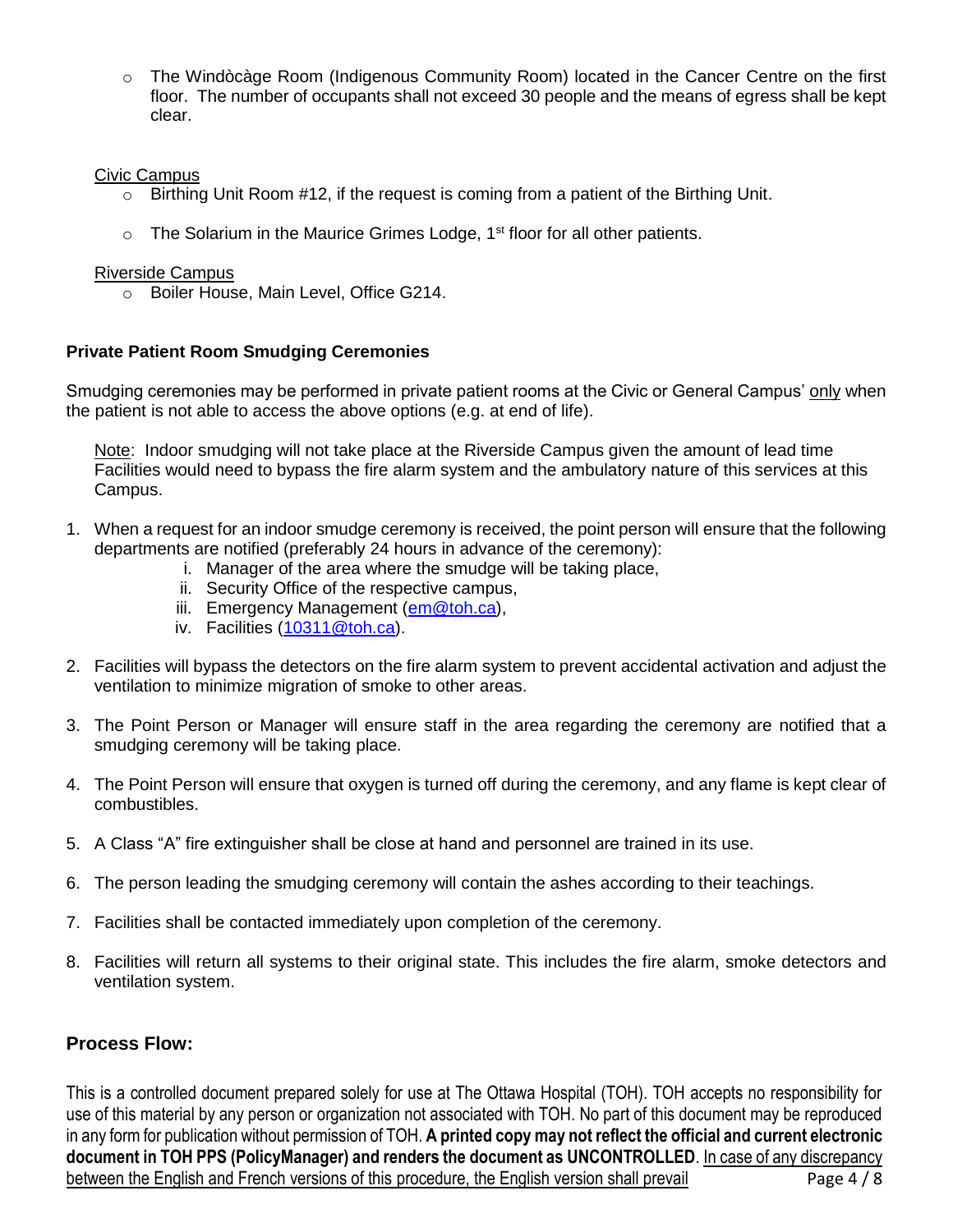- The Windòcàge Room (Indigenous Community Room) located in the Cancer Centre on the first floor. The number of occupants shall not exceed 30 people and the means of egress shall be kept clear.

Civic Campus

- Birthing Unit Room #12, if the request is coming from a patient of the Birthing Unit.
- The Solarium in the Maurice Grimes Lodge, 1st floor for all other patients.

Riverside Campus

- Boiler House, Main Level, Office G214.

**Private Patient Room Smudging Ceremonies**

Smudging ceremonies may be performed in private patient rooms at the Civic or General Campus' only when the patient is not able to access the above options (e.g. at end of life).

Note: Indoor smudging will not take place at the Riverside Campus given the amount of lead time Facilities would need to bypass the fire alarm system and the ambulatory nature of this services at this Campus.

1. When a request for an indoor smudge ceremony is received, the point person will ensure that the following departments are notified (preferably 24 hours in advance of the ceremony):
   i. Manager of the area where the smudge will be taking place,
   ii. Security Office of the respective campus,
   iii. Emergency Management (em@toh.ca),
   iv. Facilities (10311@toh.ca).
2. Facilities will bypass the detectors on the fire alarm system to prevent accidental activation and adjust the ventilation to minimize migration of smoke to other areas.
3. The Point Person or Manager will ensure staff in the area regarding the ceremony are notified that a smudging ceremony will be taking place.
4. The Point Person will ensure that oxygen is turned off during the ceremony, and any flame is kept clear of combustibles.
5. A Class "A" fire extinguisher shall be close at hand and personnel are trained in its use.
6. The person leading the smudging ceremony will contain the ashes according to their teachings.
7. Facilities shall be contacted immediately upon completion of the ceremony.
8. Facilities will return all systems to their original state. This includes the fire alarm, smoke detectors and ventilation system.

## Process Flow: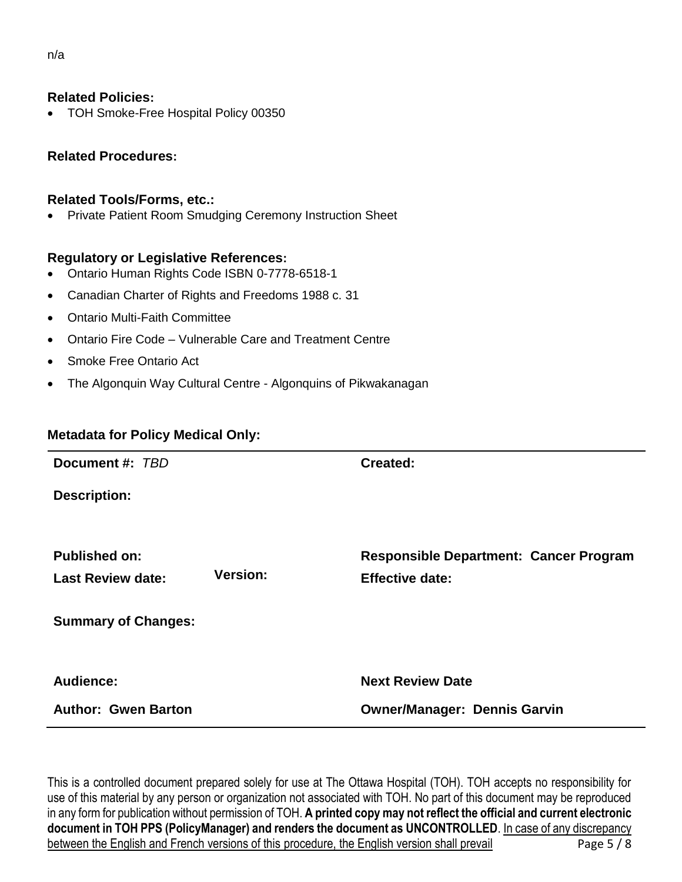n/a

**Related Policies:**

- TOH Smoke-Free Hospital Policy 00350

**Related Procedures:**

**Related Tools/Forms, etc.:**

- Private Patient Room Smudging Ceremony Instruction Sheet

**Regulatory or Legislative References:**

- Ontario Human Rights Code ISBN 0-7778-6518-1
- Canadian Charter of Rights and Freedoms 1988 c. 31
- Ontario Multi-Faith Committee
- Ontario Fire Code – Vulnerable Care and Treatment Centre
- Smoke Free Ontario Act
- The Algonquin Way Cultural Centre - Algonquins of Pikwakanagan

**Metadata for Policy Medical Only:**

| | |
|---|---|
| **Document #:** *TBD* | **Created:** |
| **Description:** | |
| **Published on:** | **Responsible Department: Cancer Program** |
| **Last Review date:** **Version:** | **Effective date:** |
| **Summary of Changes:** | |
| **Audience:** | **Next Review Date** |
| **Author: Gwen Barton** | **Owner/Manager: Dennis Garvin** |

This is a controlled document prepared solely for use at The Ottawa Hospital (TOH). TOH accepts no responsibility for use of this material by any person or organization not associated with TOH. No part of this document may be reproduced in any form for publication without permission of TOH. **A printed copy may not reflect the official and current electronic document in TOH PPS (PolicyManager) and renders the document as UNCONTROLLED**. In case of any discrepancy between the English and French versions of this procedure, the English version shall prevail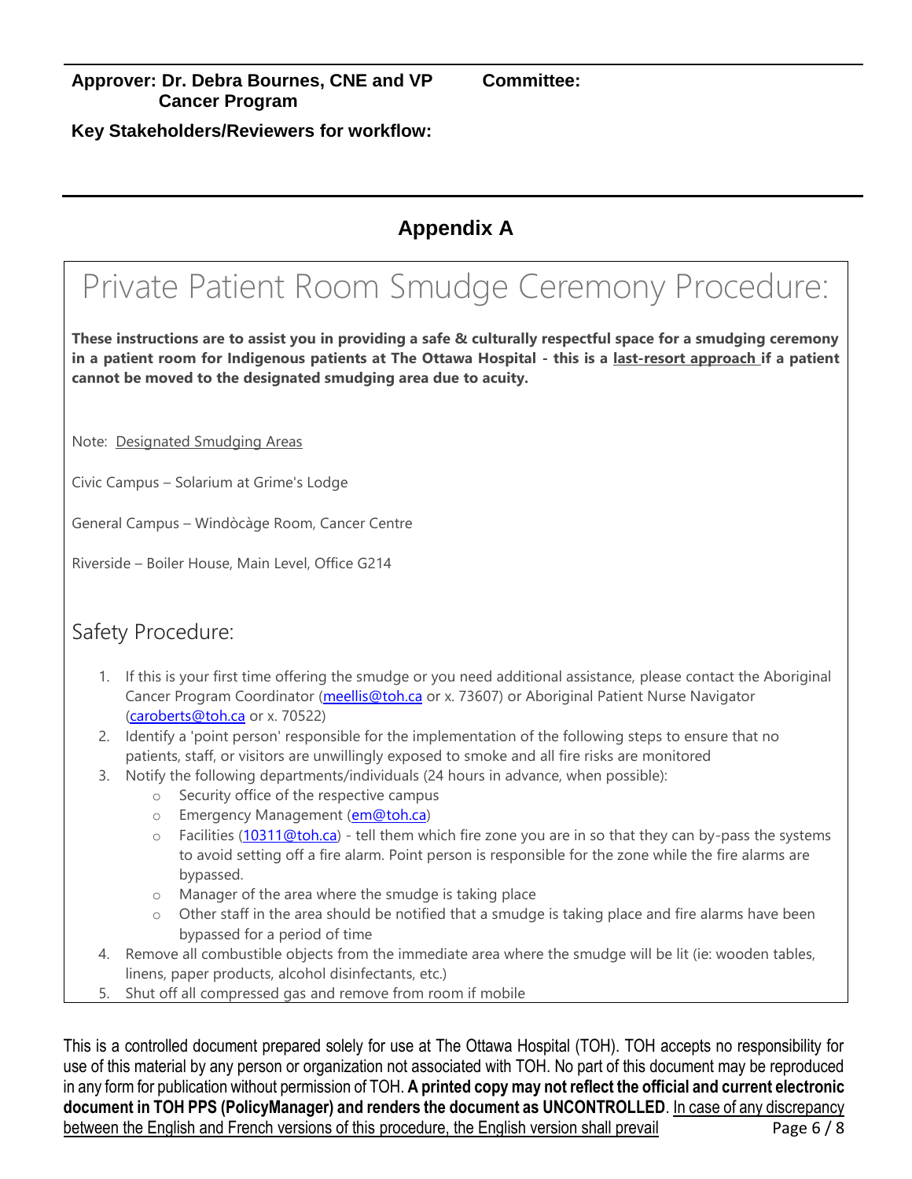**Approver: Dr. Debra Bournes, CNE and VP Cancer Program**

**Committee:**

**Key Stakeholders/Reviewers for workflow:**

## Appendix A

# Private Patient Room Smudge Ceremony Procedure:

**These instructions are to assist you in providing a safe & culturally respectful space for a smudging ceremony in a patient room for Indigenous patients at The Ottawa Hospital - this is a last-resort approach if a patient cannot be moved to the designated smudging area due to acuity.**

Note: Designated Smudging Areas

Civic Campus – Solarium at Grime's Lodge

General Campus – Windòcàge Room, Cancer Centre

Riverside – Boiler House, Main Level, Office G214

## Safety Procedure:

1. If this is your first time offering the smudge or you need additional assistance, please contact the Aboriginal Cancer Program Coordinator (meellis@toh.ca or x. 73607) or Aboriginal Patient Nurse Navigator (caroberts@toh.ca or x. 70522)
2. Identify a 'point person' responsible for the implementation of the following steps to ensure that no patients, staff, or visitors are unwillingly exposed to smoke and all fire risks are monitored
3. Notify the following departments/individuals (24 hours in advance, when possible):
   - Security office of the respective campus
   - Emergency Management (em@toh.ca)
   - Facilities (10311@toh.ca) - tell them which fire zone you are in so that they can by-pass the systems to avoid setting off a fire alarm. Point person is responsible for the zone while the fire alarms are bypassed.
   - Manager of the area where the smudge is taking place
   - Other staff in the area should be notified that a smudge is taking place and fire alarms have been bypassed for a period of time
4. Remove all combustible objects from the immediate area where the smudge will be lit (ie: wooden tables, linens, paper products, alcohol disinfectants, etc.)
5. Shut off all compressed gas and remove from room if mobile

This is a controlled document prepared solely for use at The Ottawa Hospital (TOH). TOH accepts no responsibility for use of this material by any person or organization not associated with TOH. No part of this document may be reproduced in any form for publication without permission of TOH. **A printed copy may not reflect the official and current electronic document in TOH PPS (PolicyManager) and renders the document as UNCONTROLLED**. In case of any discrepancy between the English and French versions of this procedure, the English version shall prevail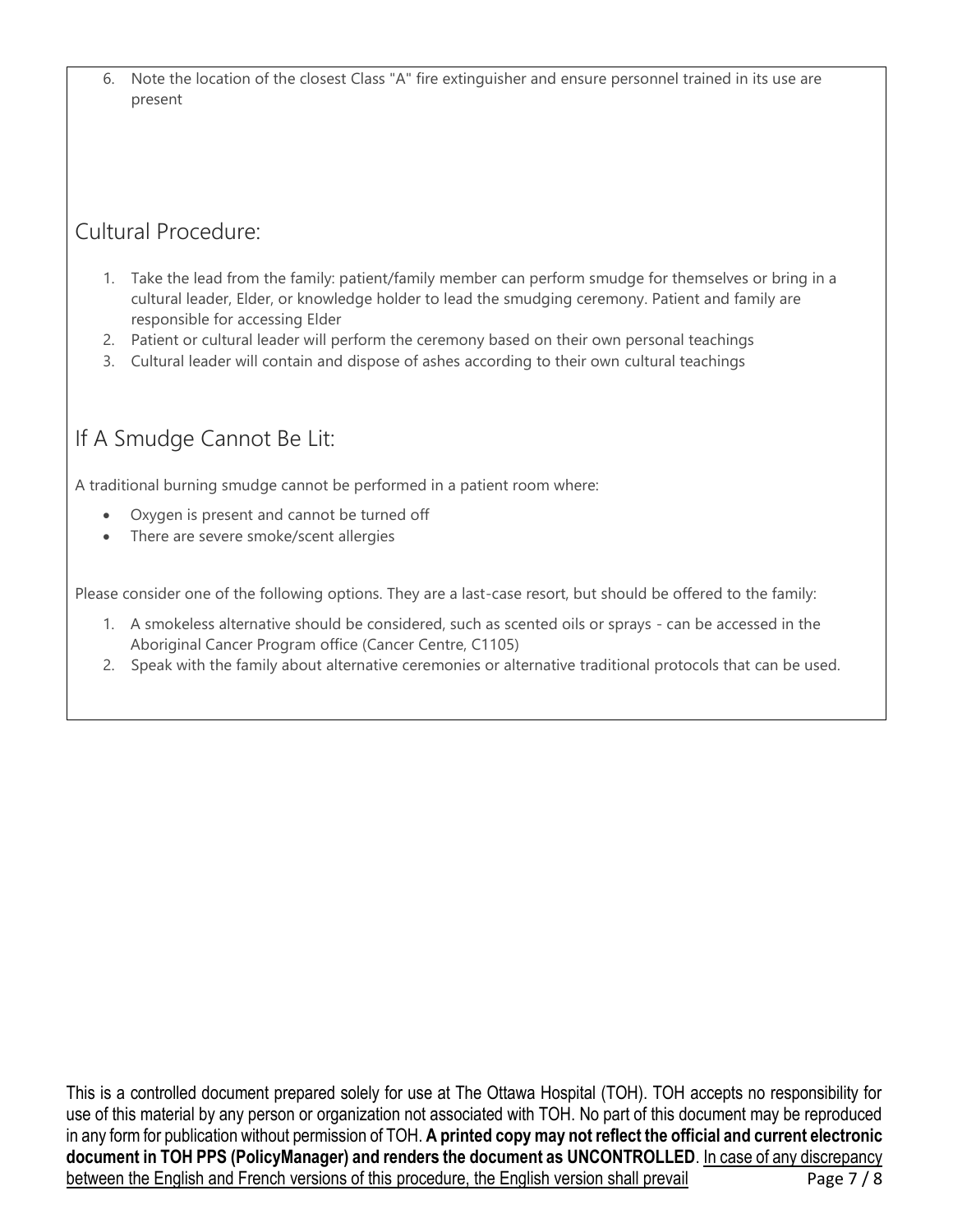6. Note the location of the closest Class "A" fire extinguisher and ensure personnel trained in its use are present

## Cultural Procedure:

1. Take the lead from the family: patient/family member can perform smudge for themselves or bring in a cultural leader, Elder, or knowledge holder to lead the smudging ceremony. Patient and family are responsible for accessing Elder
2. Patient or cultural leader will perform the ceremony based on their own personal teachings
3. Cultural leader will contain and dispose of ashes according to their own cultural teachings

## If A Smudge Cannot Be Lit:

A traditional burning smudge cannot be performed in a patient room where:

- Oxygen is present and cannot be turned off
- There are severe smoke/scent allergies

Please consider one of the following options. They are a last-case resort, but should be offered to the family:

1. A smokeless alternative should be considered, such as scented oils or sprays - can be accessed in the Aboriginal Cancer Program office (Cancer Centre, C1105)
2. Speak with the family about alternative ceremonies or alternative traditional protocols that can be used.